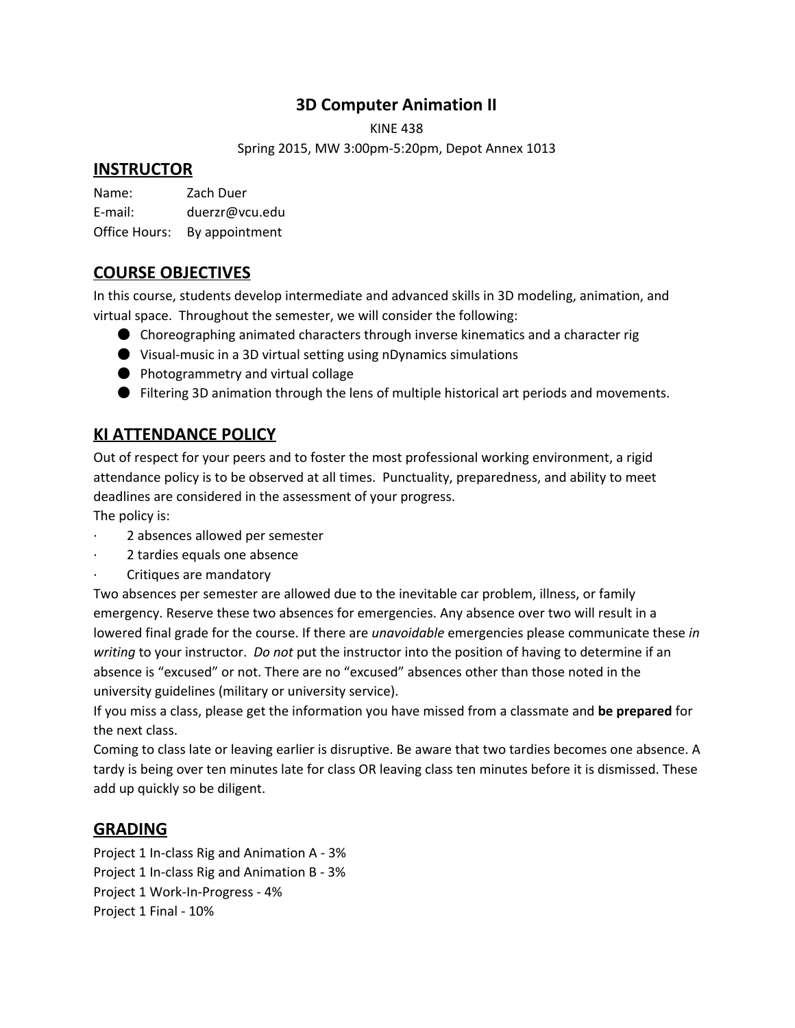# 3D Computer Animation II

KINE 438

Spring 2015, MW 3:00pm-5:20pm, Depot Annex 1013

## INSTRUCTOR

Name: Zach Duer
E-mail: duerzr@vcu.edu
Office Hours: By appointment

## COURSE OBJECTIVES

In this course, students develop intermediate and advanced skills in 3D modeling, animation, and virtual space. Throughout the semester, we will consider the following:

- Choreographing animated characters through inverse kinematics and a character rig
- Visual-music in a 3D virtual setting using nDynamics simulations
- Photogrammetry and virtual collage
- Filtering 3D animation through the lens of multiple historical art periods and movements.

## KI ATTENDANCE POLICY

Out of respect for your peers and to foster the most professional working environment, a rigid attendance policy is to be observed at all times. Punctuality, preparedness, and ability to meet deadlines are considered in the assessment of your progress.

The policy is:

- 2 absences allowed per semester
- 2 tardies equals one absence
- Critiques are mandatory

Two absences per semester are allowed due to the inevitable car problem, illness, or family emergency. Reserve these two absences for emergencies. Any absence over two will result in a lowered final grade for the course. If there are *unavoidable* emergencies please communicate these *in writing* to your instructor. *Do not* put the instructor into the position of having to determine if an absence is "excused" or not. There are no "excused" absences other than those noted in the university guidelines (military or university service).

If you miss a class, please get the information you have missed from a classmate and **be prepared** for the next class.

Coming to class late or leaving earlier is disruptive. Be aware that two tardies becomes one absence. A tardy is being over ten minutes late for class OR leaving class ten minutes before it is dismissed. These add up quickly so be diligent.

## GRADING

Project 1 In-class Rig and Animation A - 3%
Project 1 In-class Rig and Animation B - 3%
Project 1 Work-In-Progress - 4%
Project 1 Final - 10%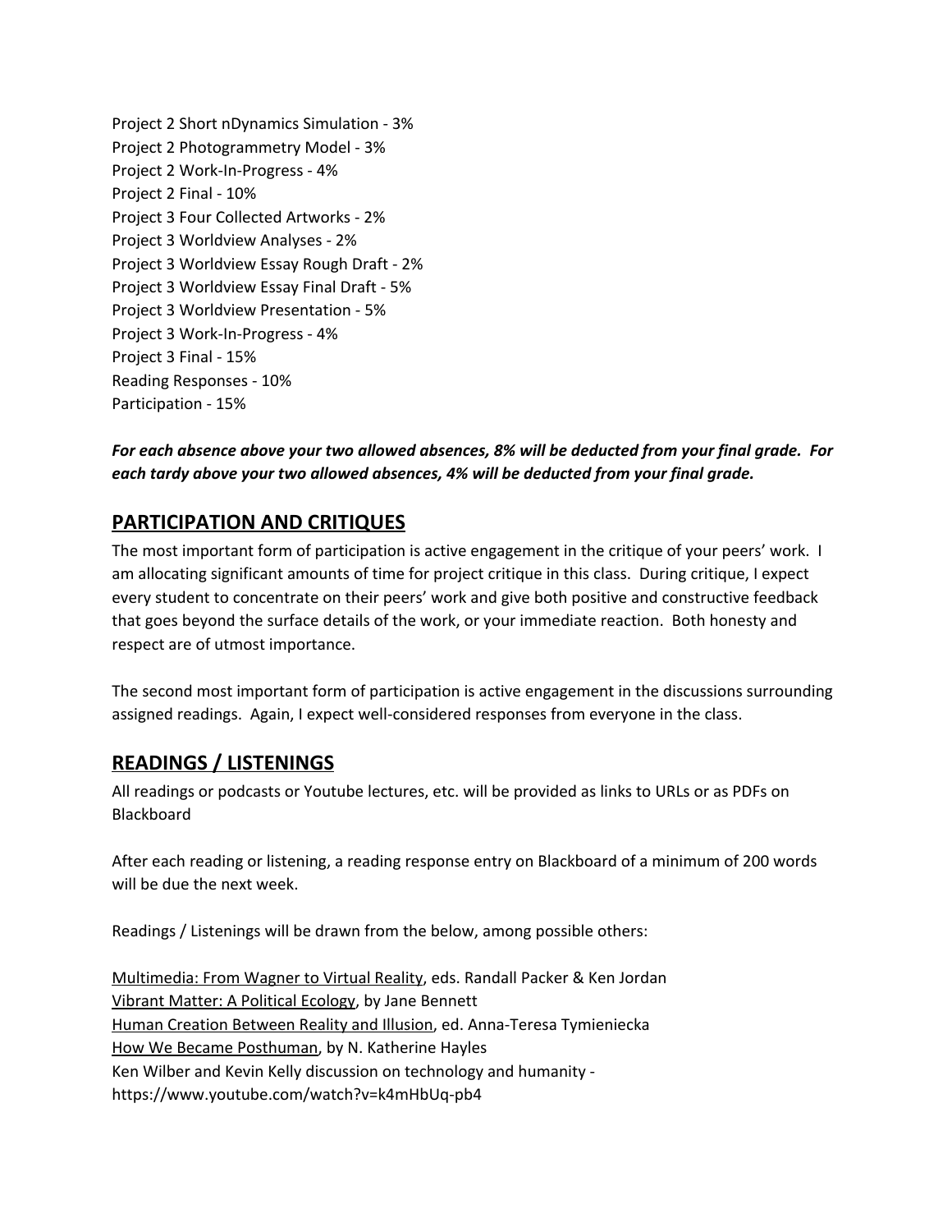Project 2 Short nDynamics Simulation - 3%
Project 2 Photogrammetry Model - 3%
Project 2 Work-In-Progress - 4%
Project 2 Final - 10%
Project 3 Four Collected Artworks - 2%
Project 3 Worldview Analyses - 2%
Project 3 Worldview Essay Rough Draft - 2%
Project 3 Worldview Essay Final Draft - 5%
Project 3 Worldview Presentation - 5%
Project 3 Work-In-Progress - 4%
Project 3 Final - 15%
Reading Responses - 10%
Participation - 15%

***For each absence above your two allowed absences, 8% will be deducted from your final grade. For each tardy above your two allowed absences, 4% will be deducted from your final grade.***

## PARTICIPATION AND CRITIQUES

The most important form of participation is active engagement in the critique of your peers' work. I am allocating significant amounts of time for project critique in this class. During critique, I expect every student to concentrate on their peers' work and give both positive and constructive feedback that goes beyond the surface details of the work, or your immediate reaction. Both honesty and respect are of utmost importance.

The second most important form of participation is active engagement in the discussions surrounding assigned readings. Again, I expect well-considered responses from everyone in the class.

## READINGS / LISTENINGS

All readings or podcasts or Youtube lectures, etc. will be provided as links to URLs or as PDFs on Blackboard

After each reading or listening, a reading response entry on Blackboard of a minimum of 200 words will be due the next week.

Readings / Listenings will be drawn from the below, among possible others:

Multimedia: From Wagner to Virtual Reality, eds. Randall Packer & Ken Jordan
Vibrant Matter: A Political Ecology, by Jane Bennett
Human Creation Between Reality and Illusion, ed. Anna-Teresa Tymieniecka
How We Became Posthuman, by N. Katherine Hayles
Ken Wilber and Kevin Kelly discussion on technology and humanity - https://www.youtube.com/watch?v=k4mHbUq-pb4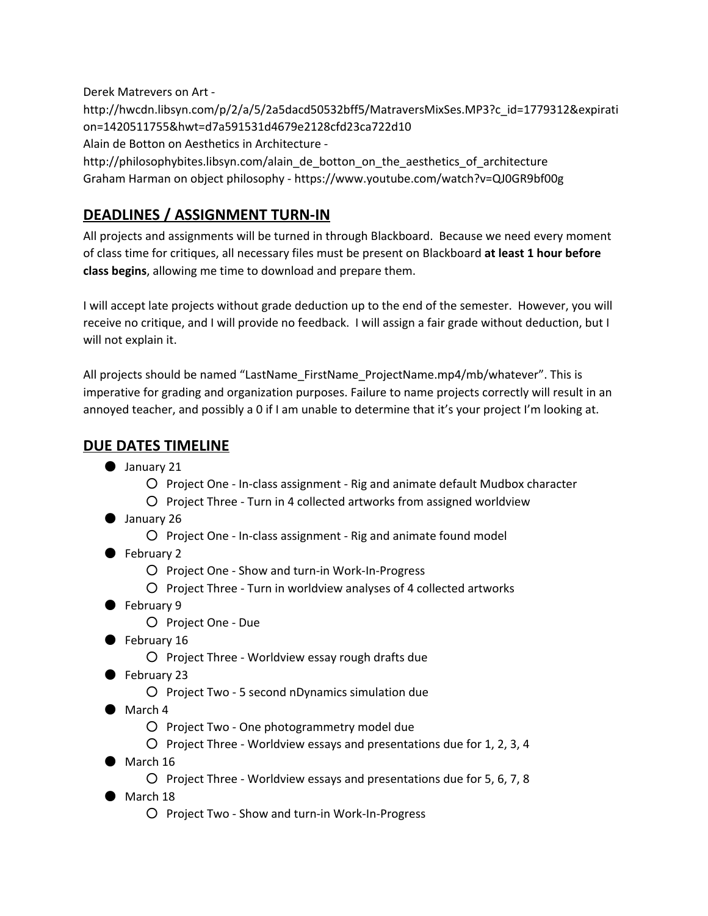Derek Matrevers on Art - http://hwcdn.libsyn.com/p/2/a/5/2a5dacd50532bff5/MatraversMixSes.MP3?c_id=1779312&expiration=1420511755&hwt=d7a591531d4679e2128cfd23ca722d10

Alain de Botton on Aesthetics in Architecture - http://philosophybites.libsyn.com/alain_de_botton_on_the_aesthetics_of_architecture

Graham Harman on object philosophy - https://www.youtube.com/watch?v=QJ0GR9bf00g

## DEADLINES / ASSIGNMENT TURN-IN

All projects and assignments will be turned in through Blackboard. Because we need every moment of class time for critiques, all necessary files must be present on Blackboard **at least 1 hour before class begins**, allowing me time to download and prepare them.

I will accept late projects without grade deduction up to the end of the semester. However, you will receive no critique, and I will provide no feedback. I will assign a fair grade without deduction, but I will not explain it.

All projects should be named "LastName_FirstName_ProjectName.mp4/mb/whatever". This is imperative for grading and organization purposes. Failure to name projects correctly will result in an annoyed teacher, and possibly a 0 if I am unable to determine that it's your project I'm looking at.

## DUE DATES TIMELINE

- January 21
  - Project One - In-class assignment - Rig and animate default Mudbox character
  - Project Three - Turn in 4 collected artworks from assigned worldview
- January 26
  - Project One - In-class assignment - Rig and animate found model
- February 2
  - Project One - Show and turn-in Work-In-Progress
  - Project Three - Turn in worldview analyses of 4 collected artworks
- February 9
  - Project One - Due
- February 16
  - Project Three - Worldview essay rough drafts due
- February 23
  - Project Two - 5 second nDynamics simulation due
- March 4
  - Project Two - One photogrammetry model due
  - Project Three - Worldview essays and presentations due for 1, 2, 3, 4
- March 16
  - Project Three - Worldview essays and presentations due for 5, 6, 7, 8
- March 18
  - Project Two - Show and turn-in Work-In-Progress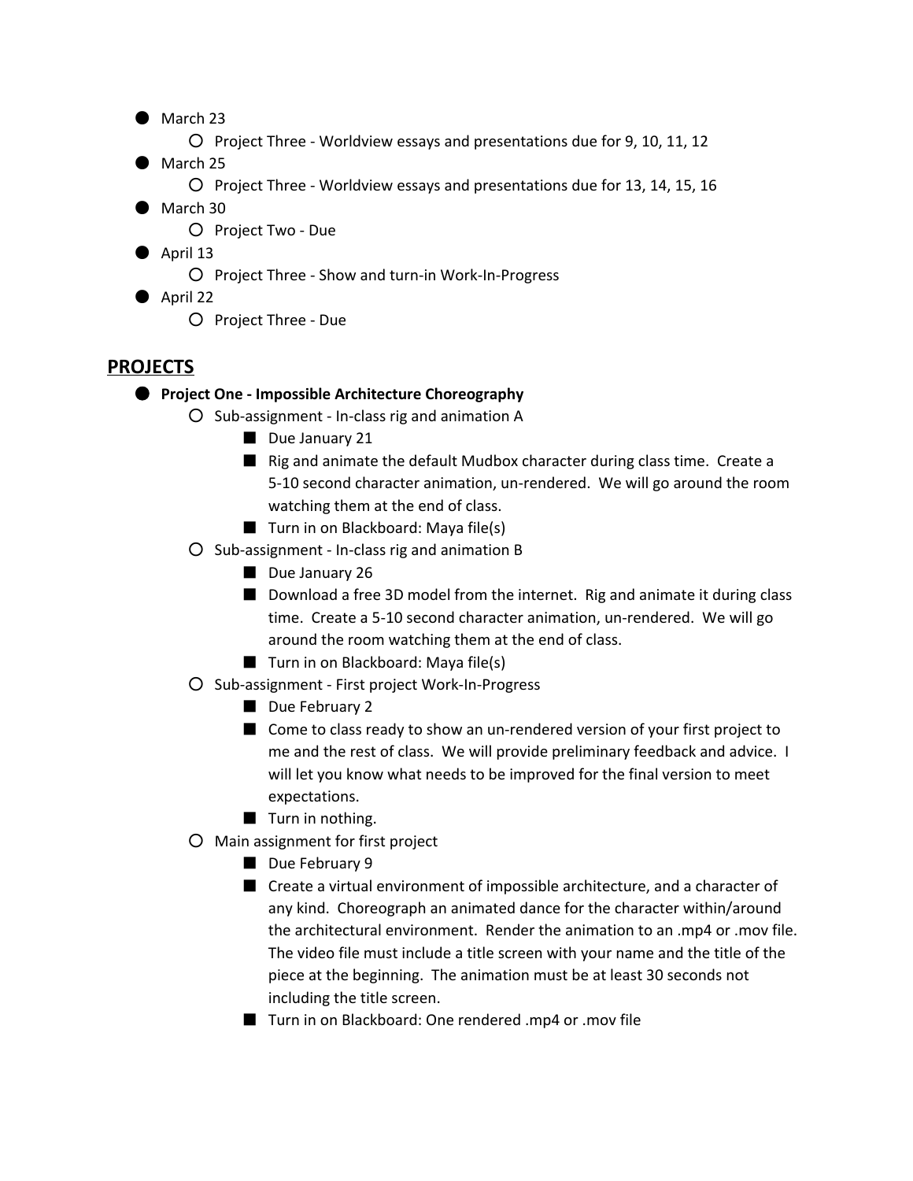- March 23
    - Project Three - Worldview essays and presentations due for 9, 10, 11, 12
- March 25
    - Project Three - Worldview essays and presentations due for 13, 14, 15, 16
- March 30
    - Project Two - Due
- April 13
    - Project Three - Show and turn-in Work-In-Progress
- April 22
    - Project Three - Due

## PROJECTS

- **Project One - Impossible Architecture Choreography**
    - Sub-assignment - In-class rig and animation A
        - Due January 21
        - Rig and animate the default Mudbox character during class time. Create a 5-10 second character animation, un-rendered. We will go around the room watching them at the end of class.
        - Turn in on Blackboard: Maya file(s)
    - Sub-assignment - In-class rig and animation B
        - Due January 26
        - Download a free 3D model from the internet. Rig and animate it during class time. Create a 5-10 second character animation, un-rendered. We will go around the room watching them at the end of class.
        - Turn in on Blackboard: Maya file(s)
    - Sub-assignment - First project Work-In-Progress
        - Due February 2
        - Come to class ready to show an un-rendered version of your first project to me and the rest of class. We will provide preliminary feedback and advice. I will let you know what needs to be improved for the final version to meet expectations.
        - Turn in nothing.
    - Main assignment for first project
        - Due February 9
        - Create a virtual environment of impossible architecture, and a character of any kind. Choreograph an animated dance for the character within/around the architectural environment. Render the animation to an .mp4 or .mov file. The video file must include a title screen with your name and the title of the piece at the beginning. The animation must be at least 30 seconds not including the title screen.
        - Turn in on Blackboard: One rendered .mp4 or .mov file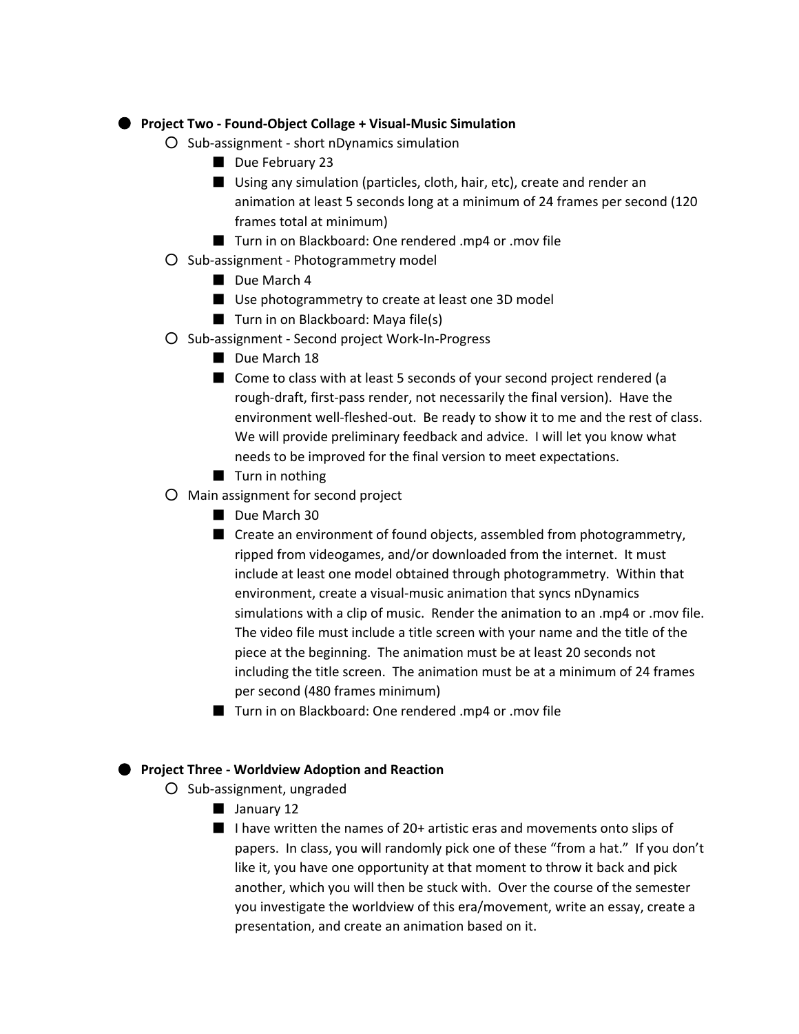- **Project Two - Found-Object Collage + Visual-Music Simulation**
  - Sub-assignment - short nDynamics simulation
    - Due February 23
    - Using any simulation (particles, cloth, hair, etc), create and render an animation at least 5 seconds long at a minimum of 24 frames per second (120 frames total at minimum)
    - Turn in on Blackboard: One rendered .mp4 or .mov file
  - Sub-assignment - Photogrammetry model
    - Due March 4
    - Use photogrammetry to create at least one 3D model
    - Turn in on Blackboard: Maya file(s)
  - Sub-assignment - Second project Work-In-Progress
    - Due March 18
    - Come to class with at least 5 seconds of your second project rendered (a rough-draft, first-pass render, not necessarily the final version). Have the environment well-fleshed-out. Be ready to show it to me and the rest of class. We will provide preliminary feedback and advice. I will let you know what needs to be improved for the final version to meet expectations.
    - Turn in nothing
  - Main assignment for second project
    - Due March 30
    - Create an environment of found objects, assembled from photogrammetry, ripped from videogames, and/or downloaded from the internet. It must include at least one model obtained through photogrammetry. Within that environment, create a visual-music animation that syncs nDynamics simulations with a clip of music. Render the animation to an .mp4 or .mov file. The video file must include a title screen with your name and the title of the piece at the beginning. The animation must be at least 20 seconds not including the title screen. The animation must be at a minimum of 24 frames per second (480 frames minimum)
    - Turn in on Blackboard: One rendered .mp4 or .mov file

- **Project Three - Worldview Adoption and Reaction**
  - Sub-assignment, ungraded
    - January 12
    - I have written the names of 20+ artistic eras and movements onto slips of papers. In class, you will randomly pick one of these "from a hat." If you don't like it, you have one opportunity at that moment to throw it back and pick another, which you will then be stuck with. Over the course of the semester you investigate the worldview of this era/movement, write an essay, create a presentation, and create an animation based on it.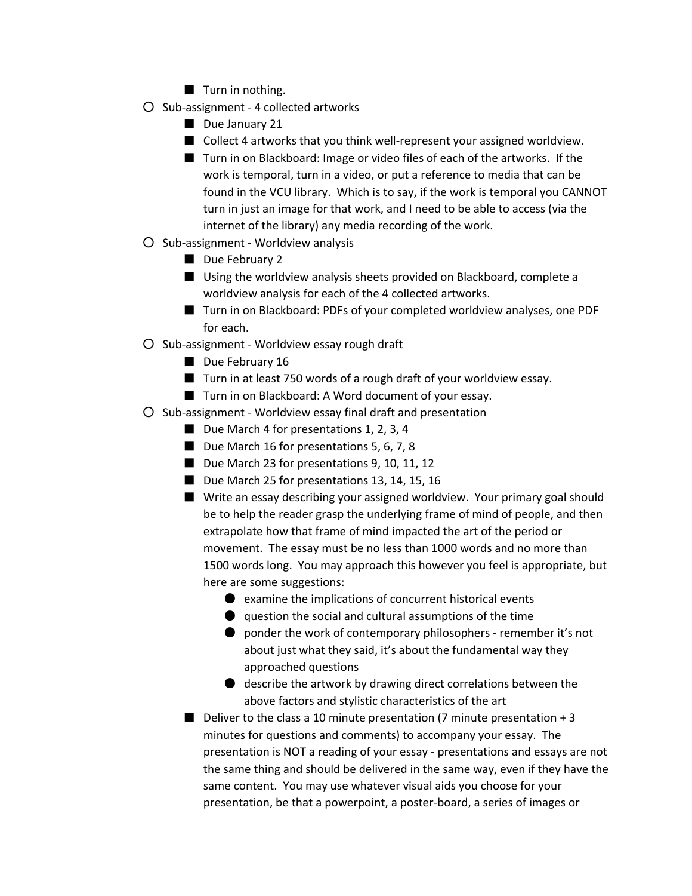- Turn in nothing.
- Sub-assignment - 4 collected artworks
    - Due January 21
    - Collect 4 artworks that you think well-represent your assigned worldview.
    - Turn in on Blackboard: Image or video files of each of the artworks. If the work is temporal, turn in a video, or put a reference to media that can be found in the VCU library. Which is to say, if the work is temporal you CANNOT turn in just an image for that work, and I need to be able to access (via the internet of the library) any media recording of the work.
- Sub-assignment - Worldview analysis
    - Due February 2
    - Using the worldview analysis sheets provided on Blackboard, complete a worldview analysis for each of the 4 collected artworks.
    - Turn in on Blackboard: PDFs of your completed worldview analyses, one PDF for each.
- Sub-assignment - Worldview essay rough draft
    - Due February 16
    - Turn in at least 750 words of a rough draft of your worldview essay.
    - Turn in on Blackboard: A Word document of your essay.
- Sub-assignment - Worldview essay final draft and presentation
    - Due March 4 for presentations 1, 2, 3, 4
    - Due March 16 for presentations 5, 6, 7, 8
    - Due March 23 for presentations 9, 10, 11, 12
    - Due March 25 for presentations 13, 14, 15, 16
    - Write an essay describing your assigned worldview. Your primary goal should be to help the reader grasp the underlying frame of mind of people, and then extrapolate how that frame of mind impacted the art of the period or movement. The essay must be no less than 1000 words and no more than 1500 words long. You may approach this however you feel is appropriate, but here are some suggestions:
        - examine the implications of concurrent historical events
        - question the social and cultural assumptions of the time
        - ponder the work of contemporary philosophers - remember it's not about just what they said, it's about the fundamental way they approached questions
        - describe the artwork by drawing direct correlations between the above factors and stylistic characteristics of the art
    - Deliver to the class a 10 minute presentation (7 minute presentation + 3 minutes for questions and comments) to accompany your essay. The presentation is NOT a reading of your essay - presentations and essays are not the same thing and should be delivered in the same way, even if they have the same content. You may use whatever visual aids you choose for your presentation, be that a powerpoint, a poster-board, a series of images or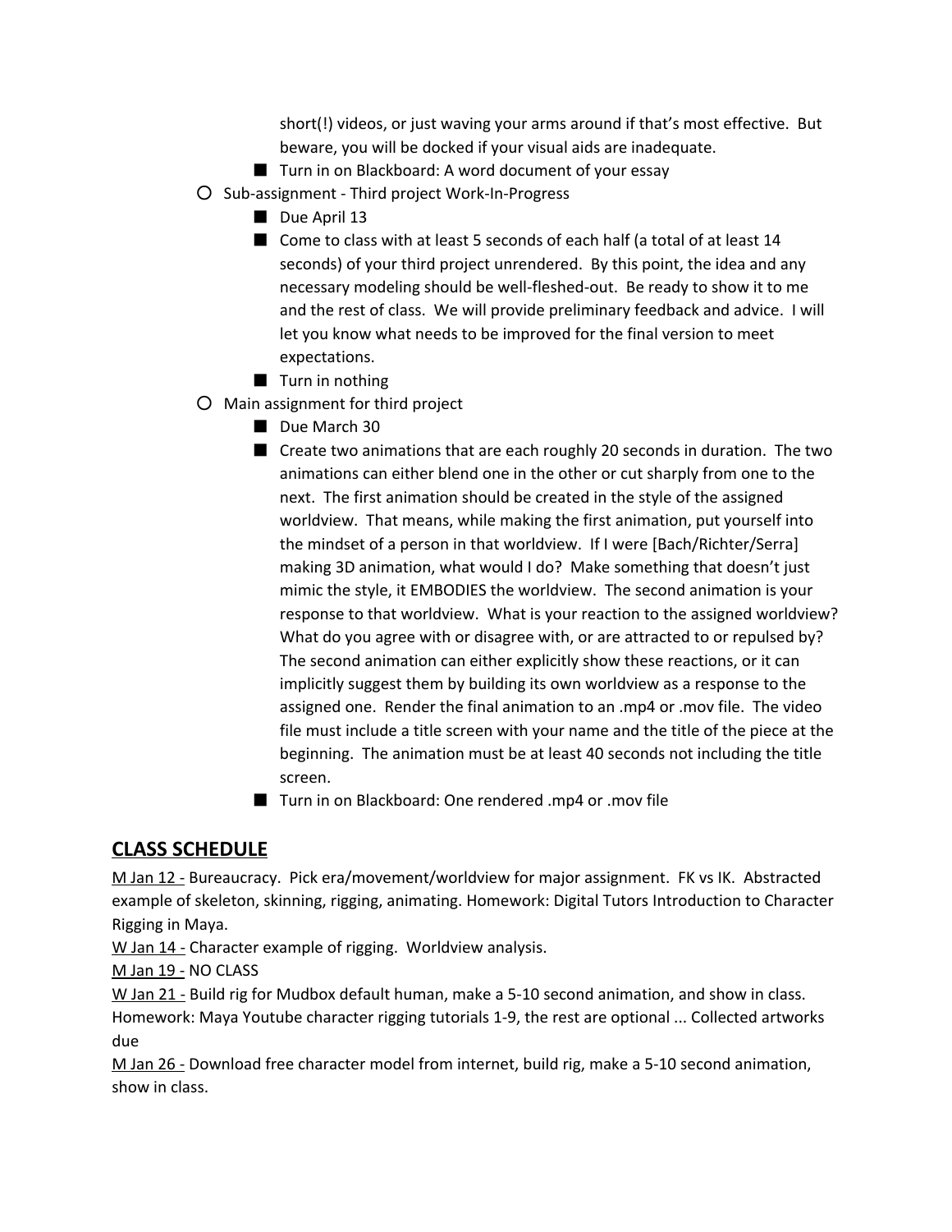short(!) videos, or just waving your arms around if that's most effective. But beware, you will be docked if your visual aids are inadequate.
        - Turn in on Blackboard: A word document of your essay
    - Sub-assignment - Third project Work-In-Progress
        - Due April 13
        - Come to class with at least 5 seconds of each half (a total of at least 14 seconds) of your third project unrendered. By this point, the idea and any necessary modeling should be well-fleshed-out. Be ready to show it to me and the rest of class. We will provide preliminary feedback and advice. I will let you know what needs to be improved for the final version to meet expectations.
        - Turn in nothing
    - Main assignment for third project
        - Due March 30
        - Create two animations that are each roughly 20 seconds in duration. The two animations can either blend one in the other or cut sharply from one to the next. The first animation should be created in the style of the assigned worldview. That means, while making the first animation, put yourself into the mindset of a person in that worldview. If I were [Bach/Richter/Serra] making 3D animation, what would I do? Make something that doesn't just mimic the style, it EMBODIES the worldview. The second animation is your response to that worldview. What is your reaction to the assigned worldview? What do you agree with or disagree with, or are attracted to or repulsed by? The second animation can either explicitly show these reactions, or it can implicitly suggest them by building its own worldview as a response to the assigned one. Render the final animation to an .mp4 or .mov file. The video file must include a title screen with your name and the title of the piece at the beginning. The animation must be at least 40 seconds not including the title screen.
        - Turn in on Blackboard: One rendered .mp4 or .mov file

## CLASS SCHEDULE

<u>M Jan 12 -</u> Bureaucracy. Pick era/movement/worldview for major assignment. FK vs IK. Abstracted example of skeleton, skinning, rigging, animating. Homework: Digital Tutors Introduction to Character Rigging in Maya.

<u>W Jan 14 -</u> Character example of rigging. Worldview analysis.

<u>M Jan 19 -</u> NO CLASS

<u>W Jan 21 -</u> Build rig for Mudbox default human, make a 5-10 second animation, and show in class. Homework: Maya Youtube character rigging tutorials 1-9, the rest are optional ... Collected artworks due

<u>M Jan 26 -</u> Download free character model from internet, build rig, make a 5-10 second animation, show in class.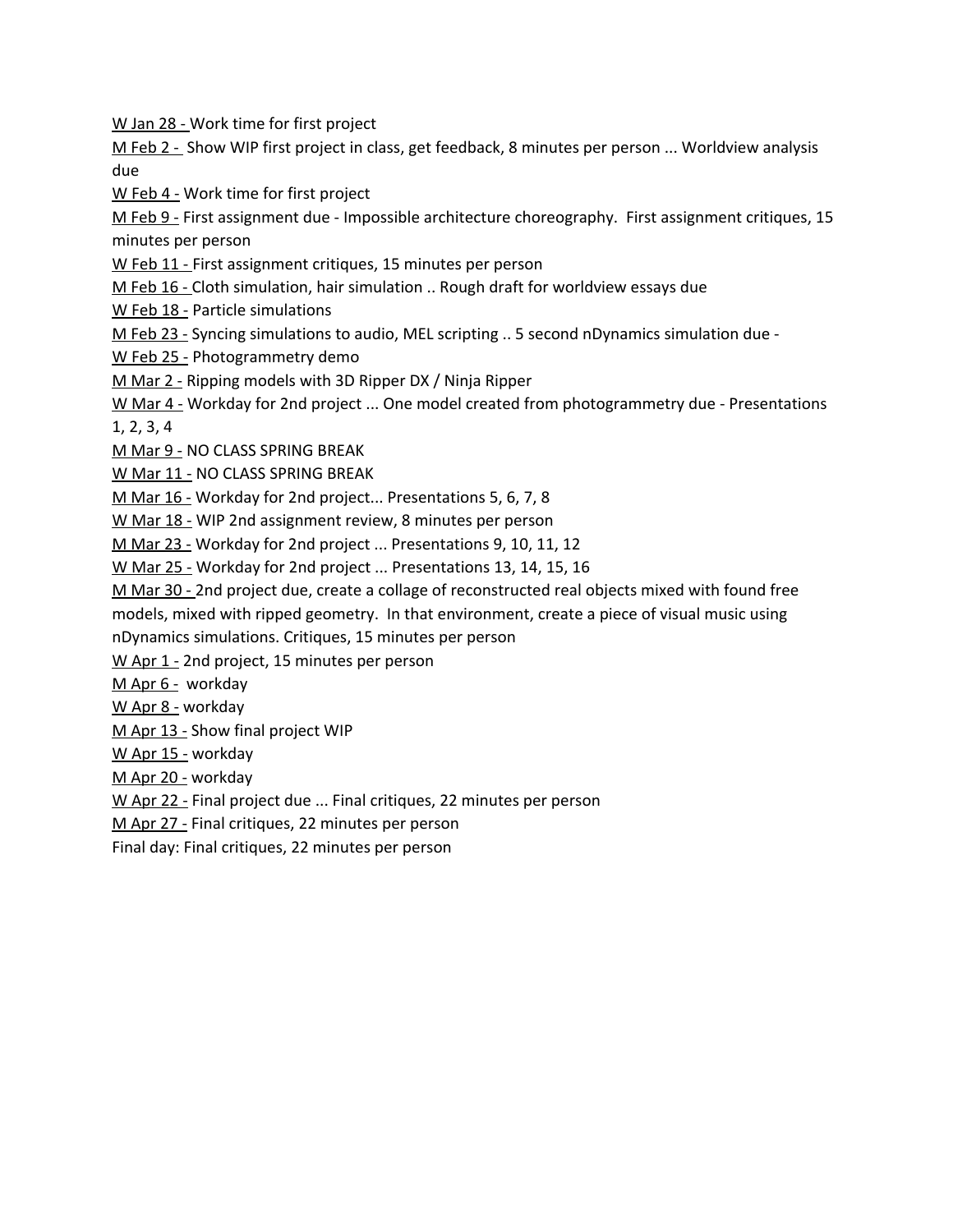<u>W Jan 28 - </u>Work time for first project

<u>M Feb 2 - </u> Show WIP first project in class, get feedback, 8 minutes per person ... Worldview analysis due

<u>W Feb 4 - </u>Work time for first project

<u>M Feb 9 - </u>First assignment due - Impossible architecture choreography. First assignment critiques, 15 minutes per person

<u>W Feb 11 - </u>First assignment critiques, 15 minutes per person

<u>M Feb 16 - </u>Cloth simulation, hair simulation .. Rough draft for worldview essays due

<u>W Feb 18 - </u>Particle simulations

<u>M Feb 23 - </u>Syncing simulations to audio, MEL scripting .. 5 second nDynamics simulation due -

<u>W Feb 25 - </u>Photogrammetry demo

<u>M Mar 2 - </u>Ripping models with 3D Ripper DX / Ninja Ripper

<u>W Mar 4 - </u>Workday for 2nd project ... One model created from photogrammetry due - Presentations 1, 2, 3, 4

<u>M Mar 9 - </u>NO CLASS SPRING BREAK

<u>W Mar 11 - </u>NO CLASS SPRING BREAK

<u>M Mar 16 - </u>Workday for 2nd project... Presentations 5, 6, 7, 8

<u>W Mar 18 - </u>WIP 2nd assignment review, 8 minutes per person

<u>M Mar 23 - </u>Workday for 2nd project ... Presentations 9, 10, 11, 12

<u>W Mar 25 - </u>Workday for 2nd project ... Presentations 13, 14, 15, 16

<u>M Mar 30 - </u>2nd project due, create a collage of reconstructed real objects mixed with found free models, mixed with ripped geometry. In that environment, create a piece of visual music using nDynamics simulations. Critiques, 15 minutes per person

<u>W Apr 1 - </u>2nd project, 15 minutes per person

<u>M Apr 6 - </u> workday

<u>W Apr 8 - </u>workday

<u>M Apr 13 - </u>Show final project WIP

<u>W Apr 15 - </u>workday

<u>M Apr 20 - </u>workday

<u>W Apr 22 - </u>Final project due ... Final critiques, 22 minutes per person

<u>M Apr 27 - </u>Final critiques, 22 minutes per person

Final day: Final critiques, 22 minutes per person